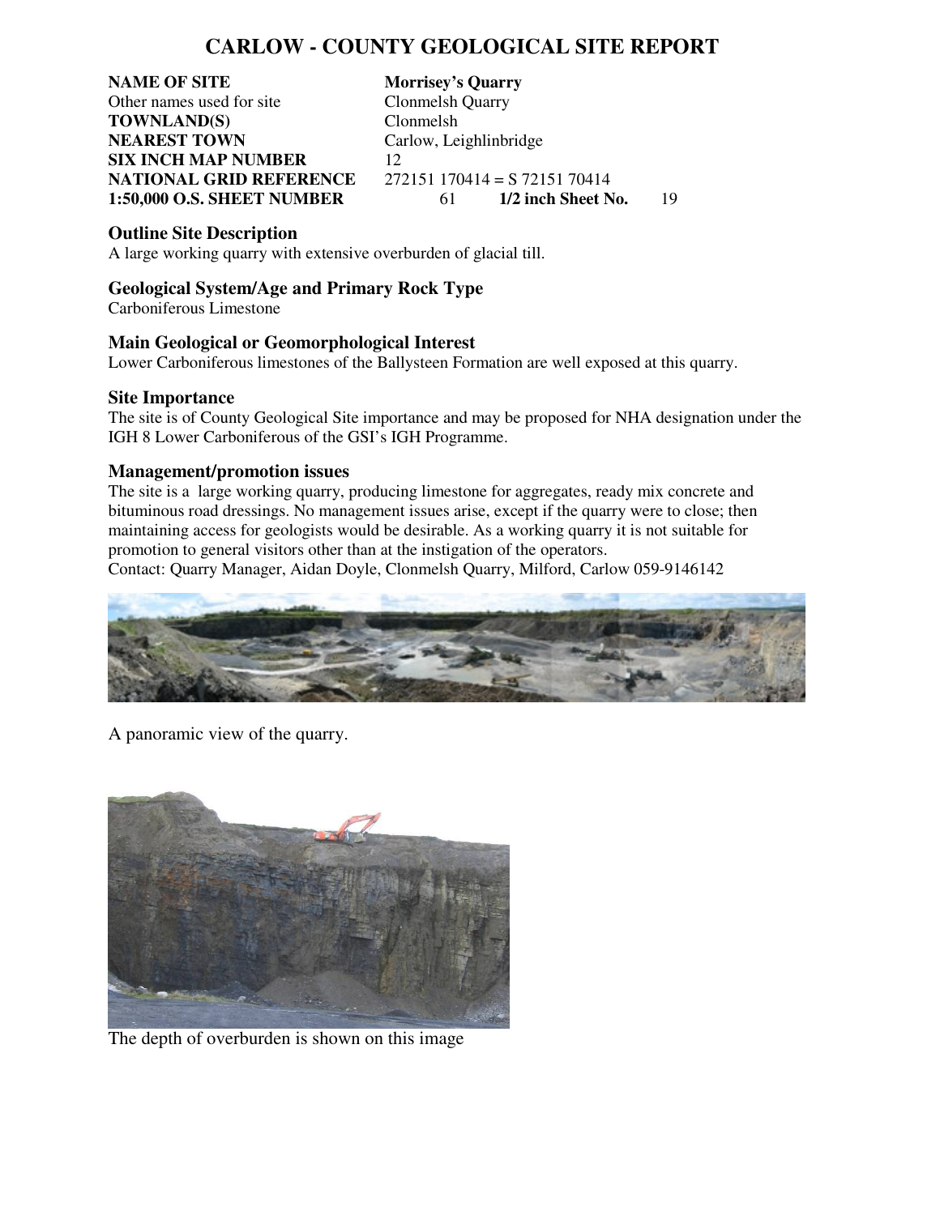# CARLOW - COUNTY GEOLOGICAL SITE REPORT

| | |
|---|---|
| **NAME OF SITE** | **Morrisey's Quarry** |
| Other names used for site | Clonmelsh Quarry |
| **TOWNLAND(S)** | Clonmelsh |
| **NEAREST TOWN** | Carlow, Leighlinbridge |
| **SIX INCH MAP NUMBER** | 12 |
| **NATIONAL GRID REFERENCE** | 272151 170414 = S 72151 70414 |
| **1:50,000 O.S. SHEET NUMBER** | 61 **1/2 inch Sheet No.** 19 |

### Outline Site Description

A large working quarry with extensive overburden of glacial till.

### Geological System/Age and Primary Rock Type

Carboniferous Limestone

### Main Geological or Geomorphological Interest

Lower Carboniferous limestones of the Ballysteen Formation are well exposed at this quarry.

### Site Importance

The site is of County Geological Site importance and may be proposed for NHA designation under the IGH 8 Lower Carboniferous of the GSI's IGH Programme.

### Management/promotion issues

The site is a large working quarry, producing limestone for aggregates, ready mix concrete and bituminous road dressings. No management issues arise, except if the quarry were to close; then maintaining access for geologists would be desirable. As a working quarry it is not suitable for promotion to general visitors other than at the instigation of the operators.

Contact: Quarry Manager, Aidan Doyle, Clonmelsh Quarry, Milford, Carlow 059-9146142

A panoramic view of the quarry.

The depth of overburden is shown on this image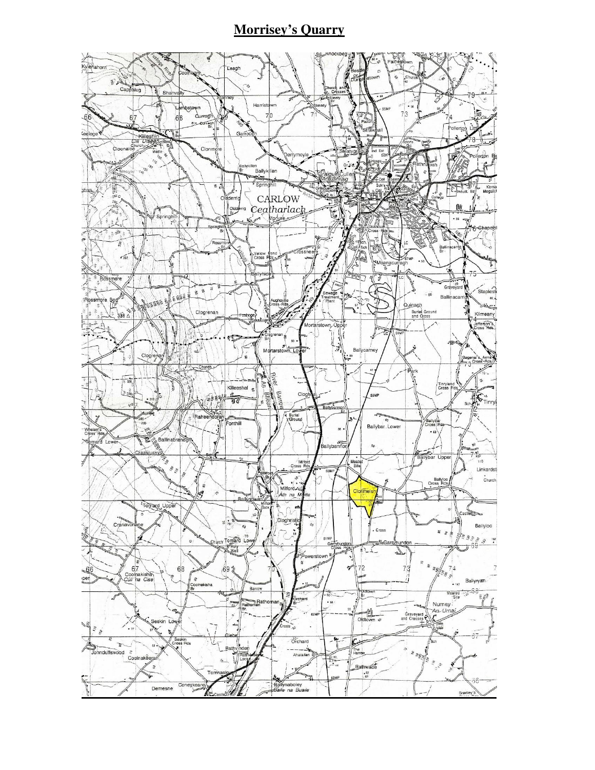# Morrisey's Quarry